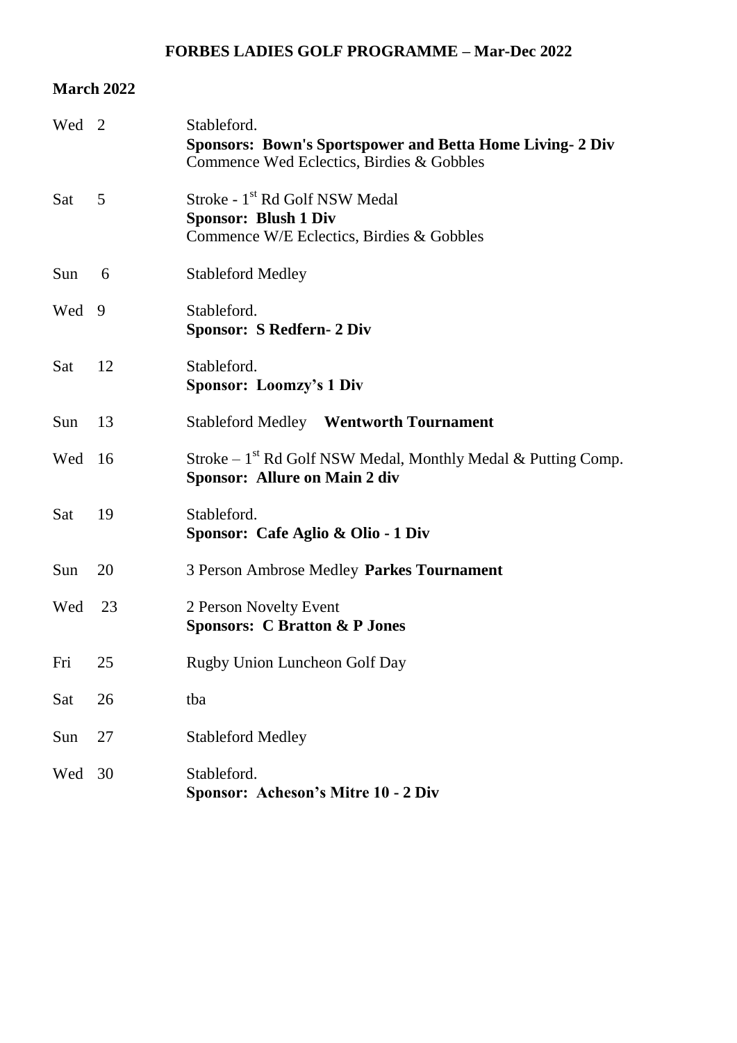# FORBES LADIES GOLF PROGRAMME – Mar-Dec 2022

## March 2022

| | | |
|---|---|---|
| Wed | 2 | Stableford.<br>**Sponsors: Bown's Sportspower and Betta Home Living- 2 Div**<br>Commence Wed Eclectics, Birdies & Gobbles |
| Sat | 5 | Stroke - 1st Rd Golf NSW Medal<br>**Sponsor: Blush 1 Div**<br>Commence W/E Eclectics, Birdies & Gobbles |
| Sun | 6 | Stableford Medley |
| Wed | 9 | Stableford.<br>**Sponsor: S Redfern- 2 Div** |
| Sat | 12 | Stableford.<br>**Sponsor: Loomzy's 1 Div** |
| Sun | 13 | Stableford Medley **Wentworth Tournament** |
| Wed | 16 | Stroke – 1st Rd Golf NSW Medal, Monthly Medal & Putting Comp.<br>**Sponsor: Allure on Main 2 div** |
| Sat | 19 | Stableford.<br>**Sponsor: Cafe Aglio & Olio - 1 Div** |
| Sun | 20 | 3 Person Ambrose Medley **Parkes Tournament** |
| Wed | 23 | 2 Person Novelty Event<br>**Sponsors: C Bratton & P Jones** |
| Fri | 25 | Rugby Union Luncheon Golf Day |
| Sat | 26 | tba |
| Sun | 27 | Stableford Medley |
| Wed | 30 | Stableford.<br>**Sponsor: Acheson's Mitre 10 - 2 Div** |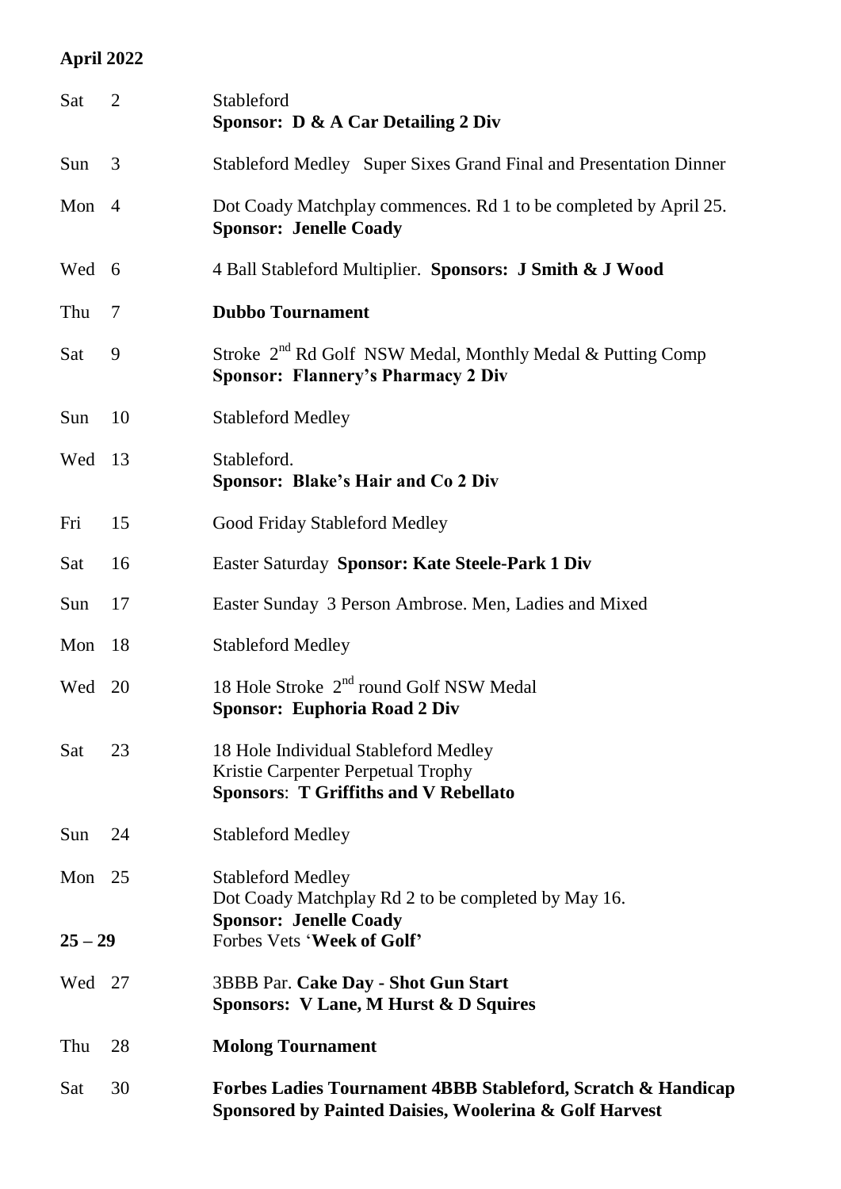**April 2022**

| | | |
|---|---|---|
| Sat | 2 | Stableford<br>**Sponsor: D & A Car Detailing 2 Div** |
| Sun | 3 | Stableford Medley Super Sixes Grand Final and Presentation Dinner |
| Mon | 4 | Dot Coady Matchplay commences. Rd 1 to be completed by April 25.<br>**Sponsor: Jenelle Coady** |
| Wed | 6 | 4 Ball Stableford Multiplier. **Sponsors: J Smith & J Wood** |
| Thu | 7 | **Dubbo Tournament** |
| Sat | 9 | Stroke 2nd Rd Golf NSW Medal, Monthly Medal & Putting Comp<br>**Sponsor: Flannery's Pharmacy 2 Div** |
| Sun | 10 | Stableford Medley |
| Wed | 13 | Stableford.<br>**Sponsor: Blake's Hair and Co 2 Div** |
| Fri | 15 | Good Friday Stableford Medley |
| Sat | 16 | Easter Saturday **Sponsor: Kate Steele-Park 1 Div** |
| Sun | 17 | Easter Sunday 3 Person Ambrose. Men, Ladies and Mixed |
| Mon | 18 | Stableford Medley |
| Wed | 20 | 18 Hole Stroke 2nd round Golf NSW Medal<br>**Sponsor: Euphoria Road 2 Div** |
| Sat | 23 | 18 Hole Individual Stableford Medley<br>Kristie Carpenter Perpetual Trophy<br>**Sponsors**: **T Griffiths and V Rebellato** |
| Sun | 24 | Stableford Medley |
| Mon | 25 | Stableford Medley<br>Dot Coady Matchplay Rd 2 to be completed by May 16.<br>**Sponsor: Jenelle Coady** |
| **25 – 29** | | Forbes Vets '**Week of Golf'** |
| Wed | 27 | 3BBB Par. **Cake Day - Shot Gun Start**<br>**Sponsors: V Lane, M Hurst & D Squires** |
| Thu | 28 | **Molong Tournament** |
| Sat | 30 | **Forbes Ladies Tournament 4BBB Stableford, Scratch & Handicap**<br>**Sponsored by Painted Daisies, Woolerina & Golf Harvest** |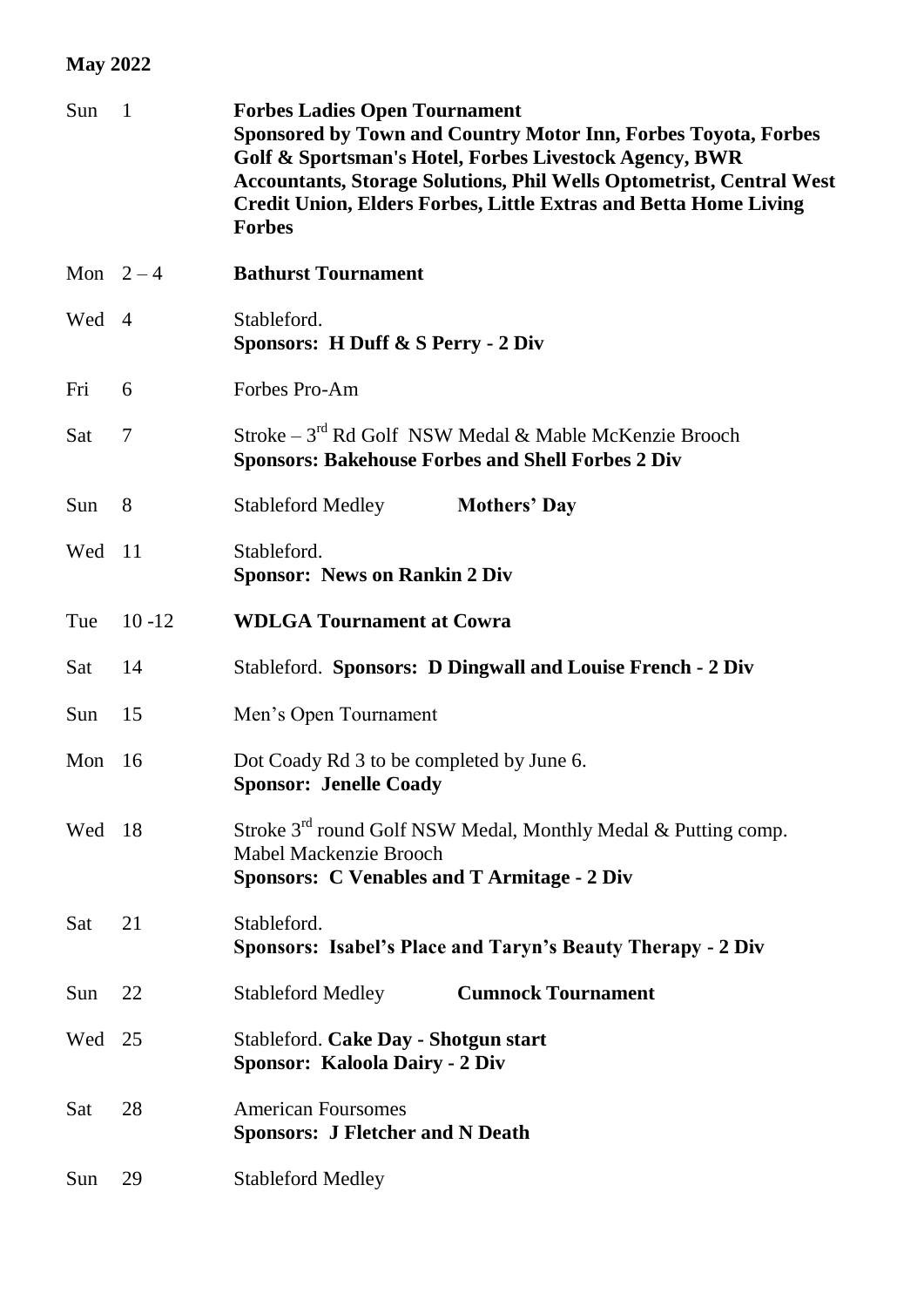**May 2022**

| | | |
|---|---|---|
| Sun | 1 | **Forbes Ladies Open Tournament**<br>**Sponsored by Town and Country Motor Inn, Forbes Toyota, Forbes Golf & Sportsman's Hotel, Forbes Livestock Agency, BWR Accountants, Storage Solutions, Phil Wells Optometrist, Central West Credit Union, Elders Forbes, Little Extras and Betta Home Living Forbes** |
| Mon | 2 – 4 | **Bathurst Tournament** |
| Wed | 4 | Stableford.<br>**Sponsors: H Duff & S Perry - 2 Div** |
| Fri | 6 | Forbes Pro-Am |
| Sat | 7 | Stroke – 3rd Rd Golf NSW Medal & Mable McKenzie Brooch<br>**Sponsors: Bakehouse Forbes and Shell Forbes 2 Div** |
| Sun | 8 | Stableford Medley **Mothers' Day** |
| Wed | 11 | Stableford.<br>**Sponsor: News on Rankin 2 Div** |
| Tue | 10 -12 | **WDLGA Tournament at Cowra** |
| Sat | 14 | Stableford. **Sponsors: D Dingwall and Louise French - 2 Div** |
| Sun | 15 | Men's Open Tournament |
| Mon | 16 | Dot Coady Rd 3 to be completed by June 6.<br>**Sponsor: Jenelle Coady** |
| Wed | 18 | Stroke 3rd round Golf NSW Medal, Monthly Medal & Putting comp.<br>Mabel Mackenzie Brooch<br>**Sponsors: C Venables and T Armitage - 2 Div** |
| Sat | 21 | Stableford.<br>**Sponsors: Isabel's Place and Taryn's Beauty Therapy - 2 Div** |
| Sun | 22 | Stableford Medley **Cumnock Tournament** |
| Wed | 25 | Stableford. **Cake Day - Shotgun start**<br>**Sponsor: Kaloola Dairy - 2 Div** |
| Sat | 28 | American Foursomes<br>**Sponsors: J Fletcher and N Death** |
| Sun | 29 | Stableford Medley |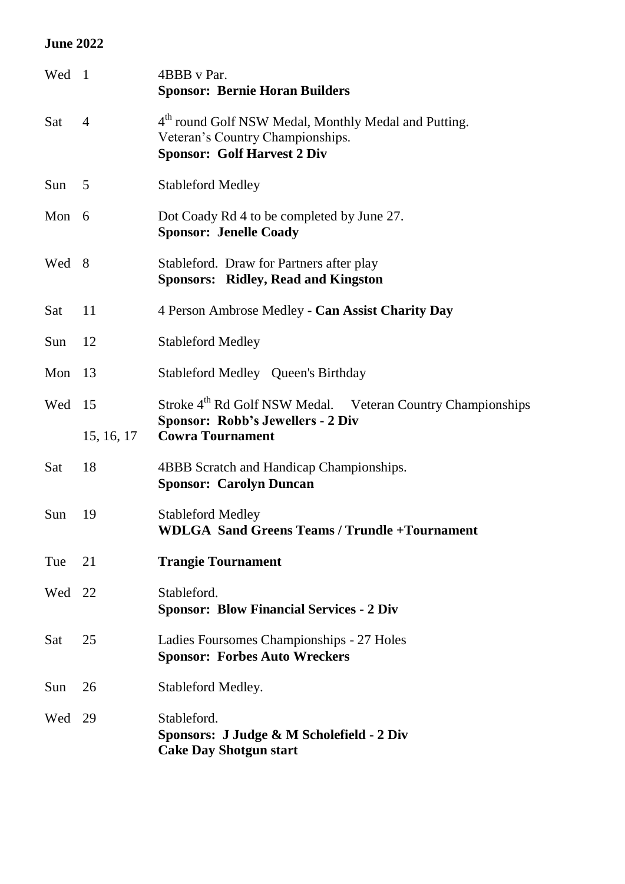**June 2022**

| | | |
|---|---|---|
| Wed | 1 | 4BBB v Par.<br>**Sponsor: Bernie Horan Builders** |
| Sat | 4 | 4th round Golf NSW Medal, Monthly Medal and Putting.<br>Veteran's Country Championships.<br>**Sponsor: Golf Harvest 2 Div** |
| Sun | 5 | Stableford Medley |
| Mon | 6 | Dot Coady Rd 4 to be completed by June 27.<br>**Sponsor: Jenelle Coady** |
| Wed | 8 | Stableford. Draw for Partners after play<br>**Sponsors: Ridley, Read and Kingston** |
| Sat | 11 | 4 Person Ambrose Medley - **Can Assist Charity Day** |
| Sun | 12 | Stableford Medley |
| Mon | 13 | Stableford Medley Queen's Birthday |
| Wed | 15 | Stroke 4th Rd Golf NSW Medal. Veteran Country Championships<br>**Sponsor: Robb's Jewellers - 2 Div** |
| | 15, 16, 17 | **Cowra Tournament** |
| Sat | 18 | 4BBB Scratch and Handicap Championships.<br>**Sponsor: Carolyn Duncan** |
| Sun | 19 | Stableford Medley<br>**WDLGA Sand Greens Teams / Trundle +Tournament** |
| Tue | 21 | **Trangie Tournament** |
| Wed | 22 | Stableford.<br>**Sponsor: Blow Financial Services - 2 Div** |
| Sat | 25 | Ladies Foursomes Championships - 27 Holes<br>**Sponsor: Forbes Auto Wreckers** |
| Sun | 26 | Stableford Medley. |
| Wed | 29 | Stableford.<br>**Sponsors: J Judge & M Scholefield - 2 Div**<br>**Cake Day Shotgun start** |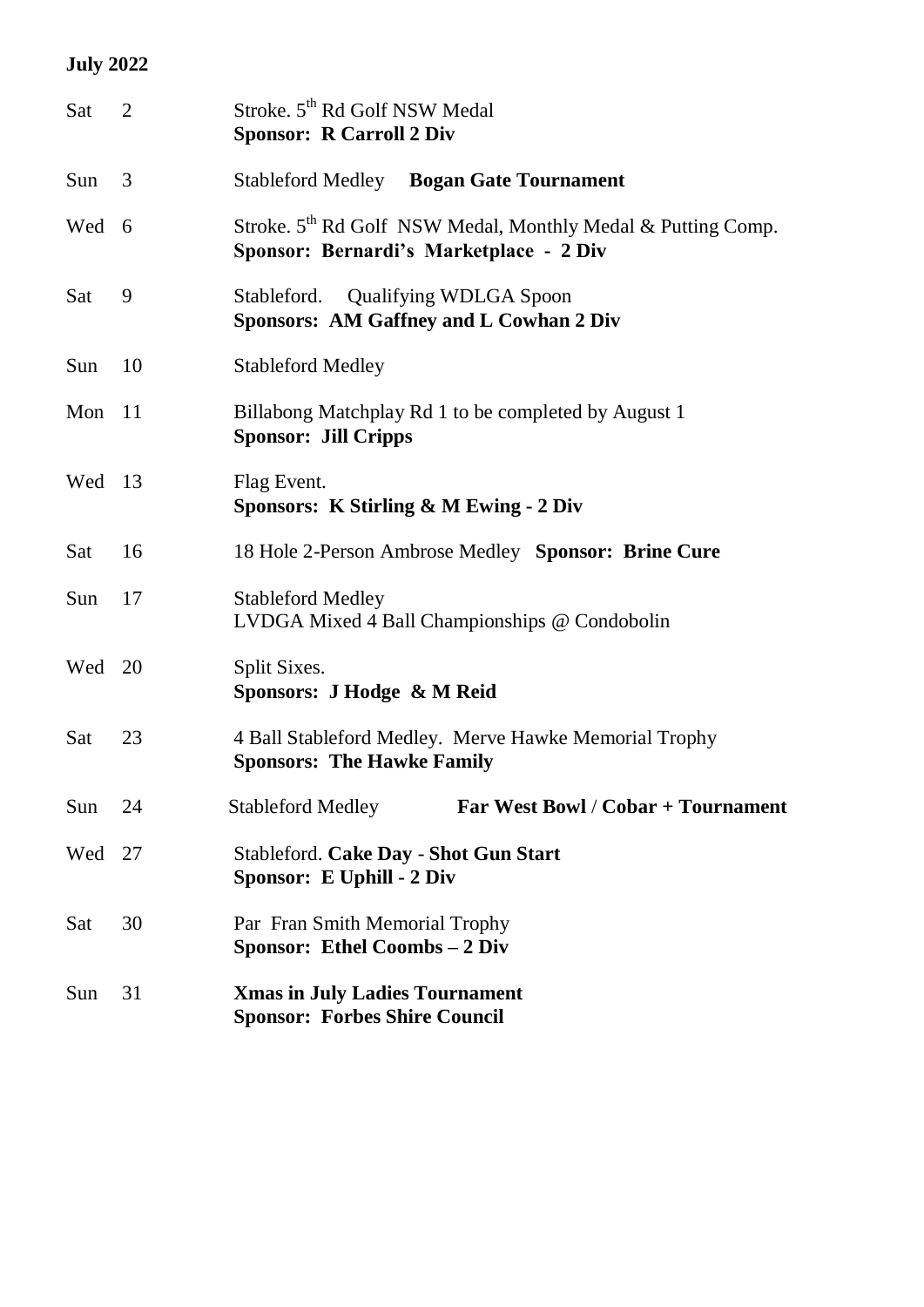**July 2022**

| | | |
|---|---|---|
| Sat | 2 | Stroke. 5th Rd Golf NSW Medal<br>**Sponsor: R Carroll 2 Div** |
| Sun | 3 | Stableford Medley **Bogan Gate Tournament** |
| Wed | 6 | Stroke. 5th Rd Golf NSW Medal, Monthly Medal & Putting Comp.<br>**Sponsor: Bernardi's Marketplace - 2 Div** |
| Sat | 9 | Stableford. Qualifying WDLGA Spoon<br>**Sponsors: AM Gaffney and L Cowhan 2 Div** |
| Sun | 10 | Stableford Medley |
| Mon | 11 | Billabong Matchplay Rd 1 to be completed by August 1<br>**Sponsor: Jill Cripps** |
| Wed | 13 | Flag Event.<br>**Sponsors: K Stirling & M Ewing - 2 Div** |
| Sat | 16 | 18 Hole 2-Person Ambrose Medley **Sponsor: Brine Cure** |
| Sun | 17 | Stableford Medley<br>LVDGA Mixed 4 Ball Championships @ Condobolin |
| Wed | 20 | Split Sixes.<br>**Sponsors: J Hodge & M Reid** |
| Sat | 23 | 4 Ball Stableford Medley. Merve Hawke Memorial Trophy<br>**Sponsors: The Hawke Family** |
| Sun | 24 | Stableford Medley **Far West Bowl / Cobar + Tournament** |
| Wed | 27 | Stableford. **Cake Day - Shot Gun Start**<br>**Sponsor: E Uphill - 2 Div** |
| Sat | 30 | Par Fran Smith Memorial Trophy<br>**Sponsor: Ethel Coombs – 2 Div** |
| Sun | 31 | **Xmas in July Ladies Tournament**<br>**Sponsor: Forbes Shire Council** |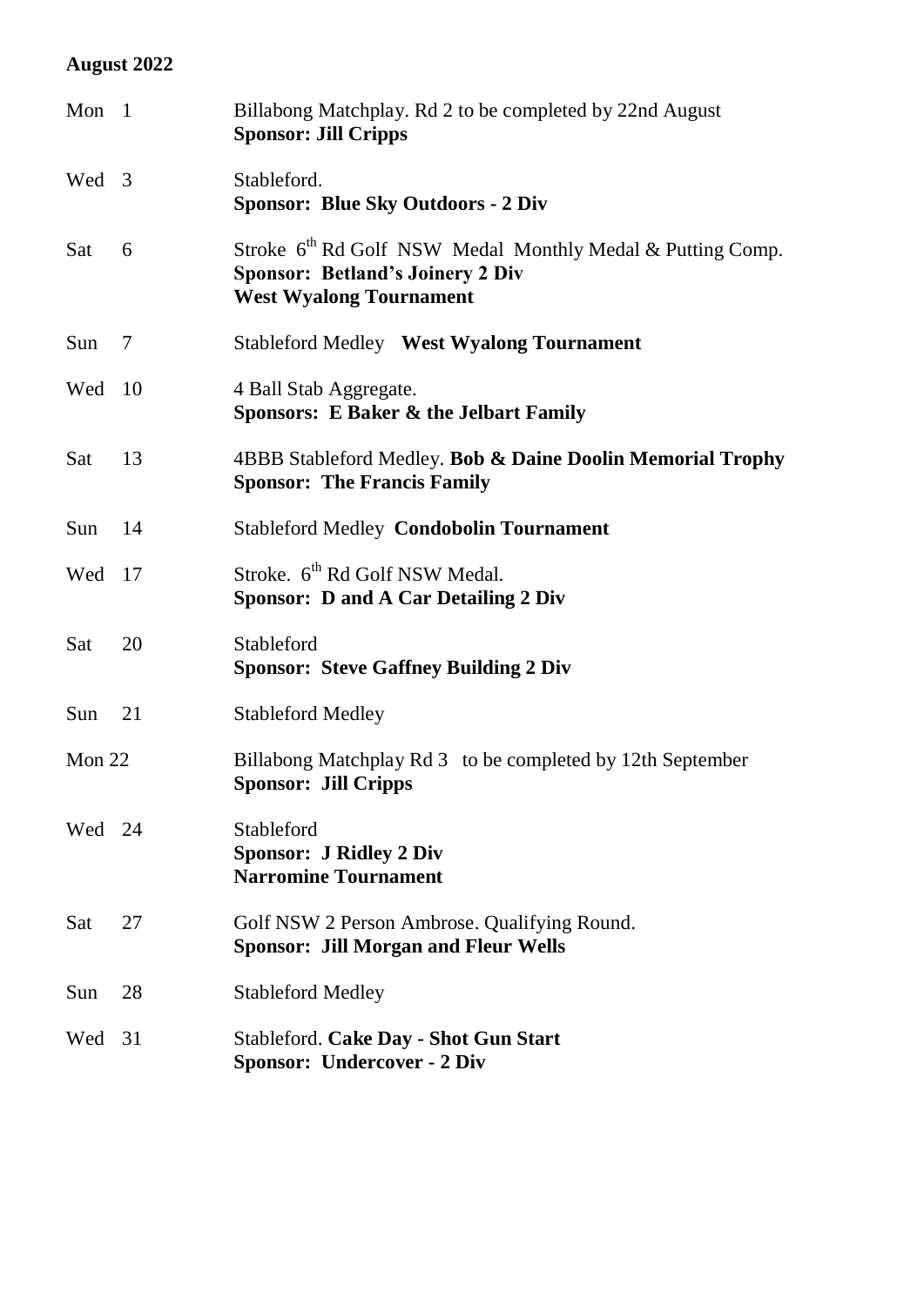**August 2022**

| | |
|---|---|
| Mon 1 | Billabong Matchplay. Rd 2 to be completed by 22nd August<br>**Sponsor: Jill Cripps** |
| Wed 3 | Stableford.<br>**Sponsor: Blue Sky Outdoors - 2 Div** |
| Sat 6 | Stroke 6th Rd Golf NSW Medal Monthly Medal & Putting Comp.<br>**Sponsor: Betland's Joinery 2 Div**<br>**West Wyalong Tournament** |
| Sun 7 | Stableford Medley **West Wyalong Tournament** |
| Wed 10 | 4 Ball Stab Aggregate.<br>**Sponsors: E Baker & the Jelbart Family** |
| Sat 13 | 4BBB Stableford Medley. **Bob & Daine Doolin Memorial Trophy**<br>**Sponsor: The Francis Family** |
| Sun 14 | Stableford Medley **Condobolin Tournament** |
| Wed 17 | Stroke. 6th Rd Golf NSW Medal.<br>**Sponsor: D and A Car Detailing 2 Div** |
| Sat 20 | Stableford<br>**Sponsor: Steve Gaffney Building 2 Div** |
| Sun 21 | Stableford Medley |
| Mon 22 | Billabong Matchplay Rd 3 to be completed by 12th September<br>**Sponsor: Jill Cripps** |
| Wed 24 | Stableford<br>**Sponsor: J Ridley 2 Div**<br>**Narromine Tournament** |
| Sat 27 | Golf NSW 2 Person Ambrose. Qualifying Round.<br>**Sponsor: Jill Morgan and Fleur Wells** |
| Sun 28 | Stableford Medley |
| Wed 31 | Stableford. **Cake Day - Shot Gun Start**<br>**Sponsor: Undercover - 2 Div** |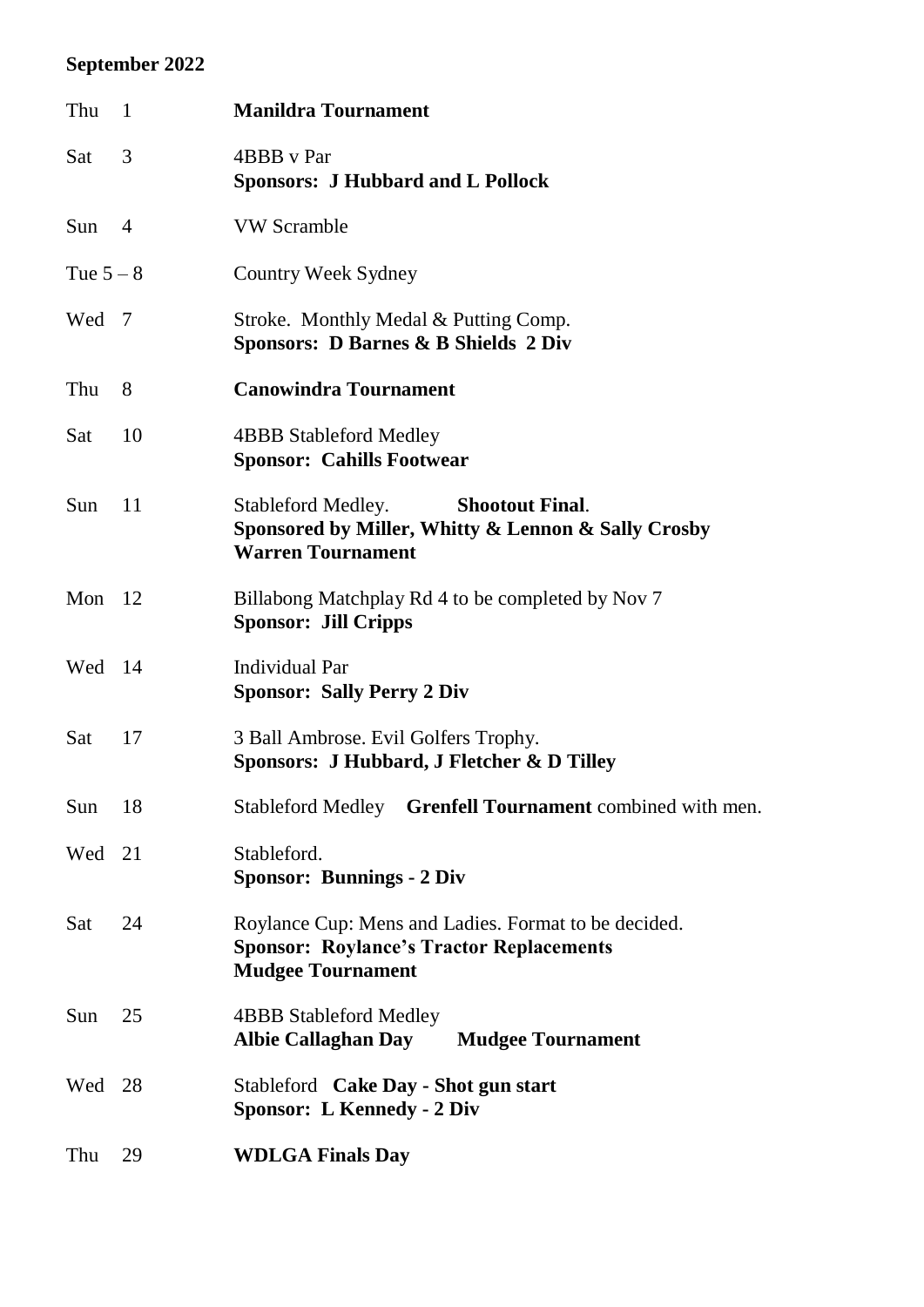**September 2022**

| | |
|---|---|
| Thu 1 | **Manildra Tournament** |
| Sat 3 | 4BBB v Par<br>**Sponsors: J Hubbard and L Pollock** |
| Sun 4 | VW Scramble |
| Tue 5 – 8 | Country Week Sydney |
| Wed 7 | Stroke. Monthly Medal & Putting Comp.<br>**Sponsors: D Barnes & B Shields 2 Div** |
| Thu 8 | **Canowindra Tournament** |
| Sat 10 | 4BBB Stableford Medley<br>**Sponsor: Cahills Footwear** |
| Sun 11 | Stableford Medley. **Shootout Final**.<br>**Sponsored by Miller, Whitty & Lennon & Sally Crosby**<br>**Warren Tournament** |
| Mon 12 | Billabong Matchplay Rd 4 to be completed by Nov 7<br>**Sponsor: Jill Cripps** |
| Wed 14 | Individual Par<br>**Sponsor: Sally Perry 2 Div** |
| Sat 17 | 3 Ball Ambrose. Evil Golfers Trophy.<br>**Sponsors: J Hubbard, J Fletcher & D Tilley** |
| Sun 18 | Stableford Medley **Grenfell Tournament** combined with men. |
| Wed 21 | Stableford.<br>**Sponsor: Bunnings - 2 Div** |
| Sat 24 | Roylance Cup: Mens and Ladies. Format to be decided.<br>**Sponsor: Roylance's Tractor Replacements**<br>**Mudgee Tournament** |
| Sun 25 | 4BBB Stableford Medley<br>**Albie Callaghan Day** **Mudgee Tournament** |
| Wed 28 | Stableford **Cake Day - Shot gun start**<br>**Sponsor: L Kennedy - 2 Div** |
| Thu 29 | **WDLGA Finals Day** |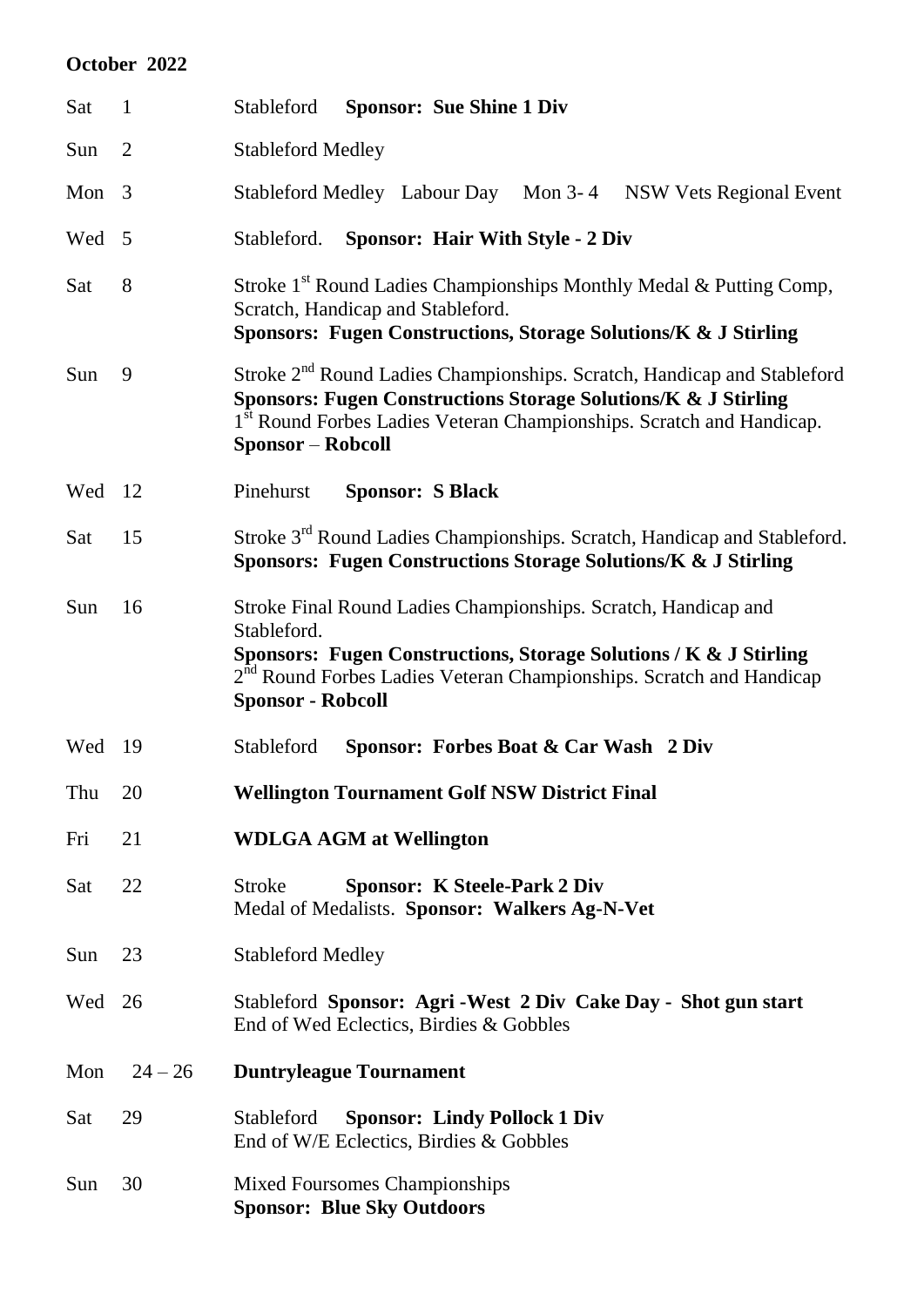**October 2022**

| | | |
|---|---|---|
| Sat | 1 | Stableford **Sponsor: Sue Shine 1 Div** |
| Sun | 2 | Stableford Medley |
| Mon | 3 | Stableford Medley Labour Day Mon 3- 4 NSW Vets Regional Event |
| Wed | 5 | Stableford. **Sponsor: Hair With Style - 2 Div** |
| Sat | 8 | Stroke 1st Round Ladies Championships Monthly Medal & Putting Comp, Scratch, Handicap and Stableford. **Sponsors: Fugen Constructions, Storage Solutions/K & J Stirling** |
| Sun | 9 | Stroke 2nd Round Ladies Championships. Scratch, Handicap and Stableford **Sponsors: Fugen Constructions Storage Solutions/K & J Stirling** 1st Round Forbes Ladies Veteran Championships. Scratch and Handicap. **Sponsor – Robcoll** |
| Wed | 12 | Pinehurst **Sponsor: S Black** |
| Sat | 15 | Stroke 3rd Round Ladies Championships. Scratch, Handicap and Stableford. **Sponsors: Fugen Constructions Storage Solutions/K & J Stirling** |
| Sun | 16 | Stroke Final Round Ladies Championships. Scratch, Handicap and Stableford. **Sponsors: Fugen Constructions, Storage Solutions / K & J Stirling** 2nd Round Forbes Ladies Veteran Championships. Scratch and Handicap **Sponsor - Robcoll** |
| Wed | 19 | Stableford **Sponsor: Forbes Boat & Car Wash 2 Div** |
| Thu | 20 | **Wellington Tournament Golf NSW District Final** |
| Fri | 21 | **WDLGA AGM at Wellington** |
| Sat | 22 | Stroke **Sponsor: K Steele-Park 2 Div** Medal of Medalists. **Sponsor: Walkers Ag-N-Vet** |
| Sun | 23 | Stableford Medley |
| Wed | 26 | Stableford **Sponsor: Agri -West 2 Div Cake Day - Shot gun start** End of Wed Eclectics, Birdies & Gobbles |
| Mon | 24 – 26 | **Duntryleague Tournament** |
| Sat | 29 | Stableford **Sponsor: Lindy Pollock 1 Div** End of W/E Eclectics, Birdies & Gobbles |
| Sun | 30 | Mixed Foursomes Championships **Sponsor: Blue Sky Outdoors** |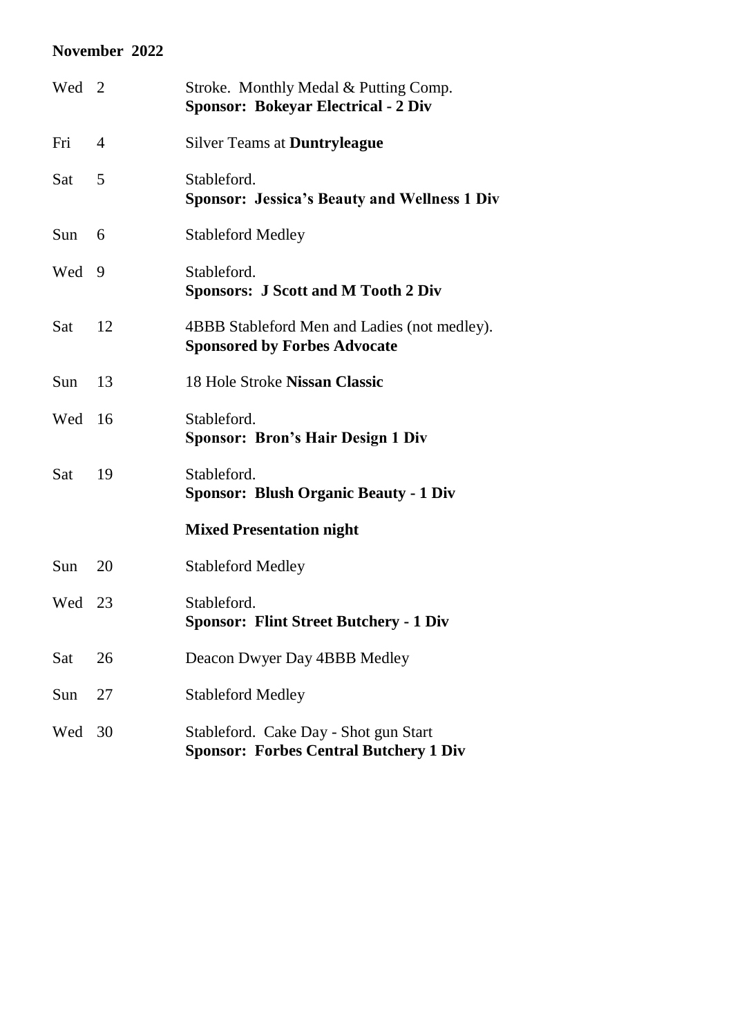**November 2022**

| | | |
|---|---|---|
| Wed | 2 | Stroke. Monthly Medal & Putting Comp.<br>**Sponsor: Bokeyar Electrical - 2 Div** |
| Fri | 4 | Silver Teams at **Duntryleague** |
| Sat | 5 | Stableford.<br>**Sponsor: Jessica's Beauty and Wellness 1 Div** |
| Sun | 6 | Stableford Medley |
| Wed | 9 | Stableford.<br>**Sponsors: J Scott and M Tooth 2 Div** |
| Sat | 12 | 4BBB Stableford Men and Ladies (not medley).<br>**Sponsored by Forbes Advocate** |
| Sun | 13 | 18 Hole Stroke **Nissan Classic** |
| Wed | 16 | Stableford.<br>**Sponsor: Bron's Hair Design 1 Div** |
| Sat | 19 | Stableford.<br>**Sponsor: Blush Organic Beauty - 1 Div** |
| | | **Mixed Presentation night** |
| Sun | 20 | Stableford Medley |
| Wed | 23 | Stableford.<br>**Sponsor: Flint Street Butchery - 1 Div** |
| Sat | 26 | Deacon Dwyer Day 4BBB Medley |
| Sun | 27 | Stableford Medley |
| Wed | 30 | Stableford. Cake Day - Shot gun Start<br>**Sponsor: Forbes Central Butchery 1 Div** |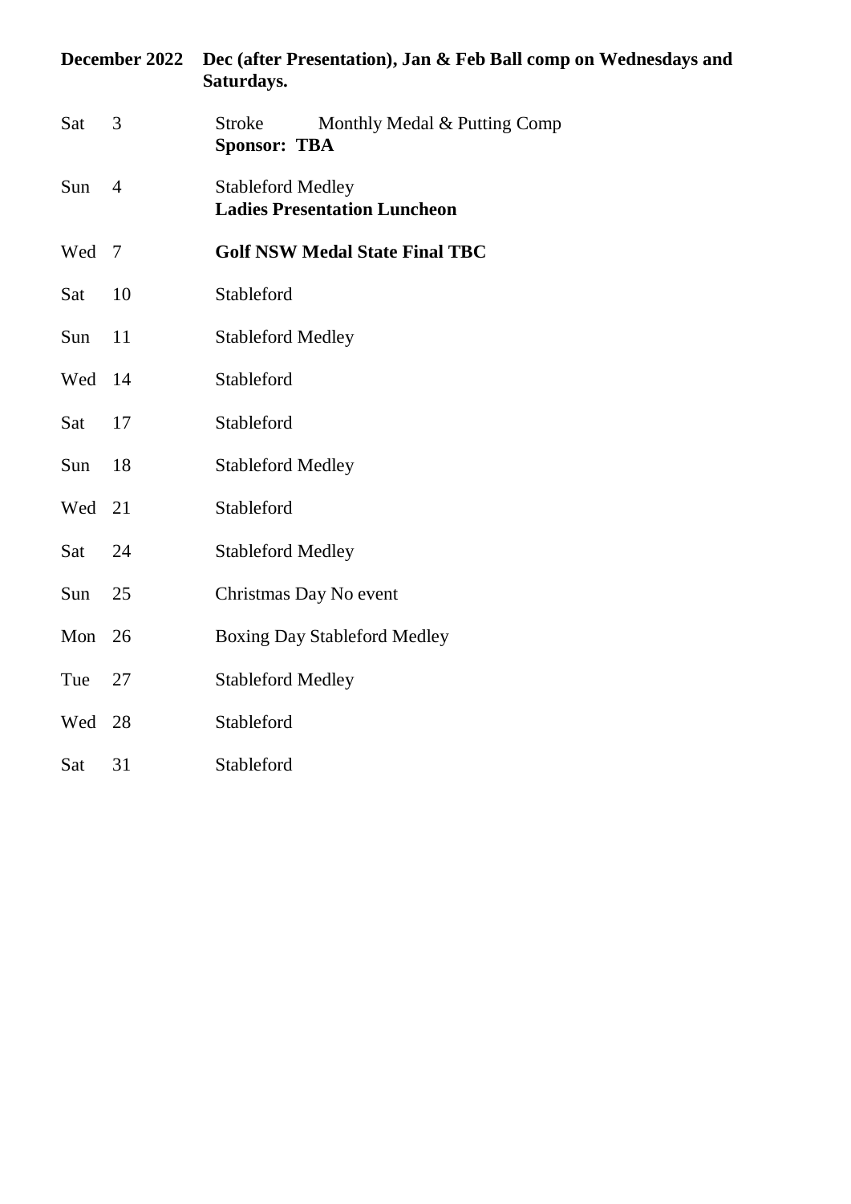| December 2022 | | Dec (after Presentation), Jan & Feb Ball comp on Wednesdays and Saturdays. |
|---|---|---|
| Sat | 3 | Stroke Monthly Medal & Putting Comp<br>**Sponsor: TBA** |
| Sun | 4 | Stableford Medley<br>**Ladies Presentation Luncheon** |
| Wed | 7 | **Golf NSW Medal State Final TBC** |
| Sat | 10 | Stableford |
| Sun | 11 | Stableford Medley |
| Wed | 14 | Stableford |
| Sat | 17 | Stableford |
| Sun | 18 | Stableford Medley |
| Wed | 21 | Stableford |
| Sat | 24 | Stableford Medley |
| Sun | 25 | Christmas Day No event |
| Mon | 26 | Boxing Day Stableford Medley |
| Tue | 27 | Stableford Medley |
| Wed | 28 | Stableford |
| Sat | 31 | Stableford |